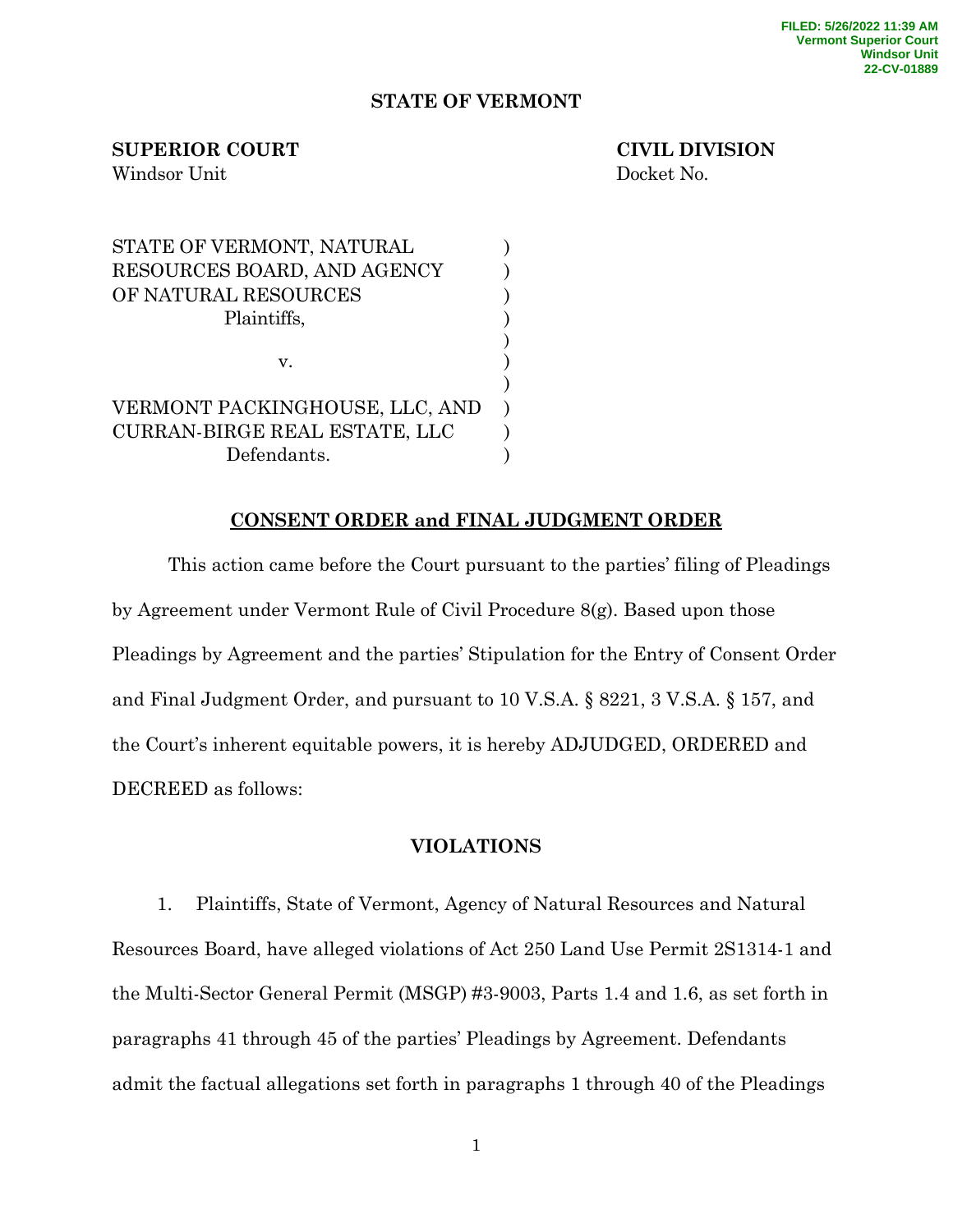FILED: 5/26/2022 11:39 AM
Vermont Superior Court
Windsor Unit
22-CV-01889

**STATE OF VERMONT**

**SUPERIOR COURT** — Windsor Unit

**CIVIL DIVISION** — Docket No.

STATE OF VERMONT, NATURAL RESOURCES BOARD, AND AGENCY OF NATURAL RESOURCES
Plaintiffs,

v.

VERMONT PACKINGHOUSE, LLC, AND CURRAN-BIRGE REAL ESTATE, LLC
Defendants.

**CONSENT ORDER and FINAL JUDGMENT ORDER**

This action came before the Court pursuant to the parties' filing of Pleadings by Agreement under Vermont Rule of Civil Procedure 8(g). Based upon those Pleadings by Agreement and the parties' Stipulation for the Entry of Consent Order and Final Judgment Order, and pursuant to 10 V.S.A. § 8221, 3 V.S.A. § 157, and the Court's inherent equitable powers, it is hereby ADJUDGED, ORDERED and DECREED as follows:

**VIOLATIONS**

1. Plaintiffs, State of Vermont, Agency of Natural Resources and Natural Resources Board, have alleged violations of Act 250 Land Use Permit 2S1314-1 and the Multi-Sector General Permit (MSGP) #3-9003, Parts 1.4 and 1.6, as set forth in paragraphs 41 through 45 of the parties' Pleadings by Agreement. Defendants admit the factual allegations set forth in paragraphs 1 through 40 of the Pleadings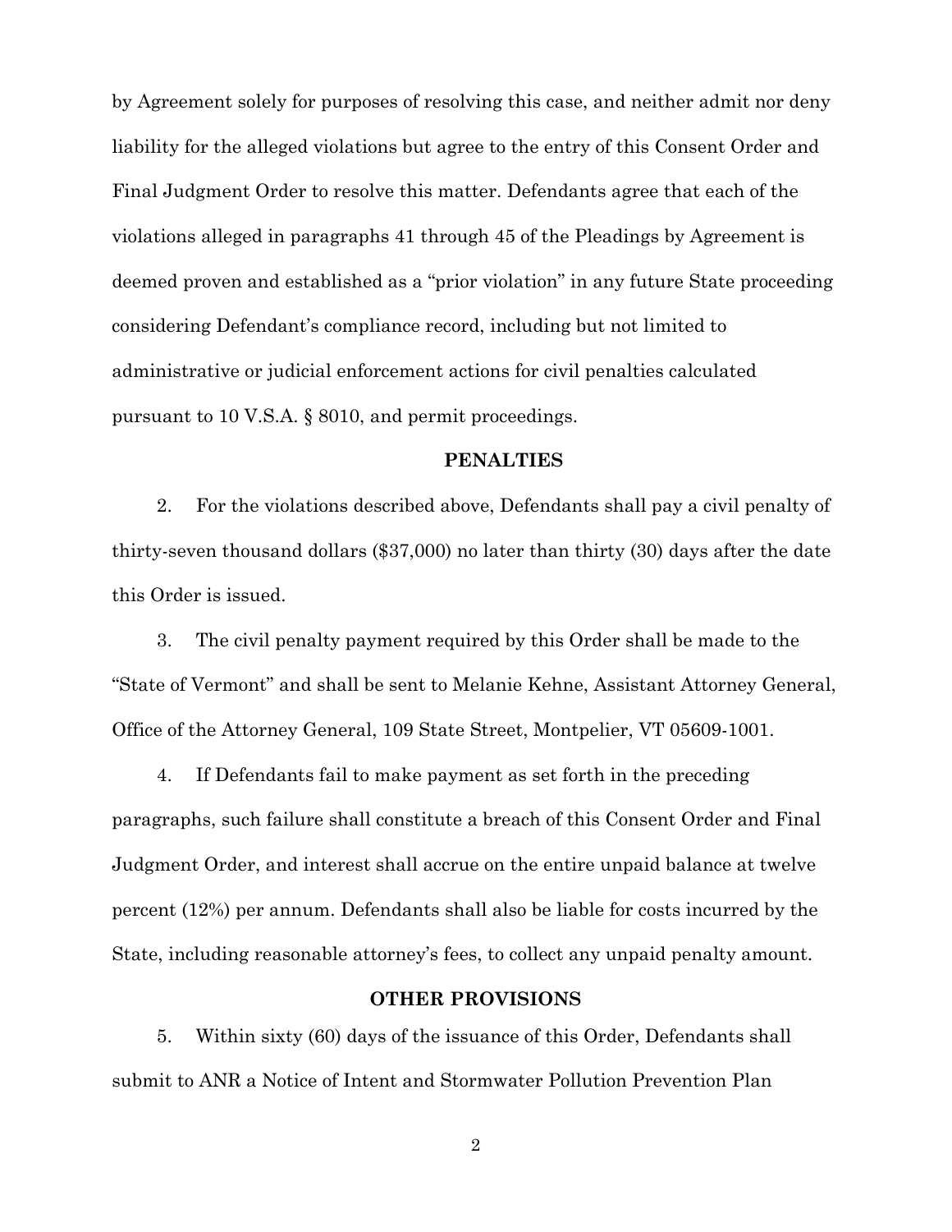by Agreement solely for purposes of resolving this case, and neither admit nor deny liability for the alleged violations but agree to the entry of this Consent Order and Final Judgment Order to resolve this matter. Defendants agree that each of the violations alleged in paragraphs 41 through 45 of the Pleadings by Agreement is deemed proven and established as a "prior violation" in any future State proceeding considering Defendant's compliance record, including but not limited to administrative or judicial enforcement actions for civil penalties calculated pursuant to 10 V.S.A. § 8010, and permit proceedings.

**PENALTIES**

2. For the violations described above, Defendants shall pay a civil penalty of thirty-seven thousand dollars ($37,000) no later than thirty (30) days after the date this Order is issued.

3. The civil penalty payment required by this Order shall be made to the "State of Vermont" and shall be sent to Melanie Kehne, Assistant Attorney General, Office of the Attorney General, 109 State Street, Montpelier, VT 05609-1001.

4. If Defendants fail to make payment as set forth in the preceding paragraphs, such failure shall constitute a breach of this Consent Order and Final Judgment Order, and interest shall accrue on the entire unpaid balance at twelve percent (12%) per annum. Defendants shall also be liable for costs incurred by the State, including reasonable attorney's fees, to collect any unpaid penalty amount.

**OTHER PROVISIONS**

5. Within sixty (60) days of the issuance of this Order, Defendants shall submit to ANR a Notice of Intent and Stormwater Pollution Prevention Plan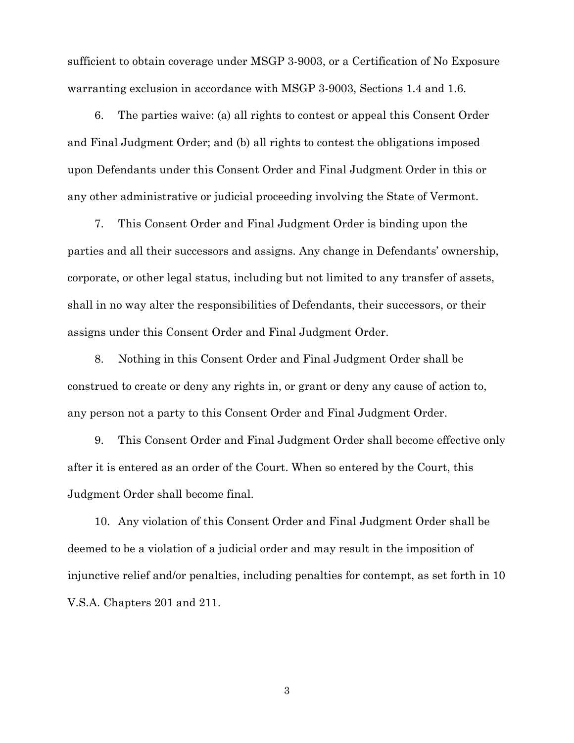sufficient to obtain coverage under MSGP 3-9003, or a Certification of No Exposure warranting exclusion in accordance with MSGP 3-9003, Sections 1.4 and 1.6.

6. The parties waive: (a) all rights to contest or appeal this Consent Order and Final Judgment Order; and (b) all rights to contest the obligations imposed upon Defendants under this Consent Order and Final Judgment Order in this or any other administrative or judicial proceeding involving the State of Vermont.

7. This Consent Order and Final Judgment Order is binding upon the parties and all their successors and assigns. Any change in Defendants' ownership, corporate, or other legal status, including but not limited to any transfer of assets, shall in no way alter the responsibilities of Defendants, their successors, or their assigns under this Consent Order and Final Judgment Order.

8. Nothing in this Consent Order and Final Judgment Order shall be construed to create or deny any rights in, or grant or deny any cause of action to, any person not a party to this Consent Order and Final Judgment Order.

9. This Consent Order and Final Judgment Order shall become effective only after it is entered as an order of the Court. When so entered by the Court, this Judgment Order shall become final.

10. Any violation of this Consent Order and Final Judgment Order shall be deemed to be a violation of a judicial order and may result in the imposition of injunctive relief and/or penalties, including penalties for contempt, as set forth in 10 V.S.A. Chapters 201 and 211.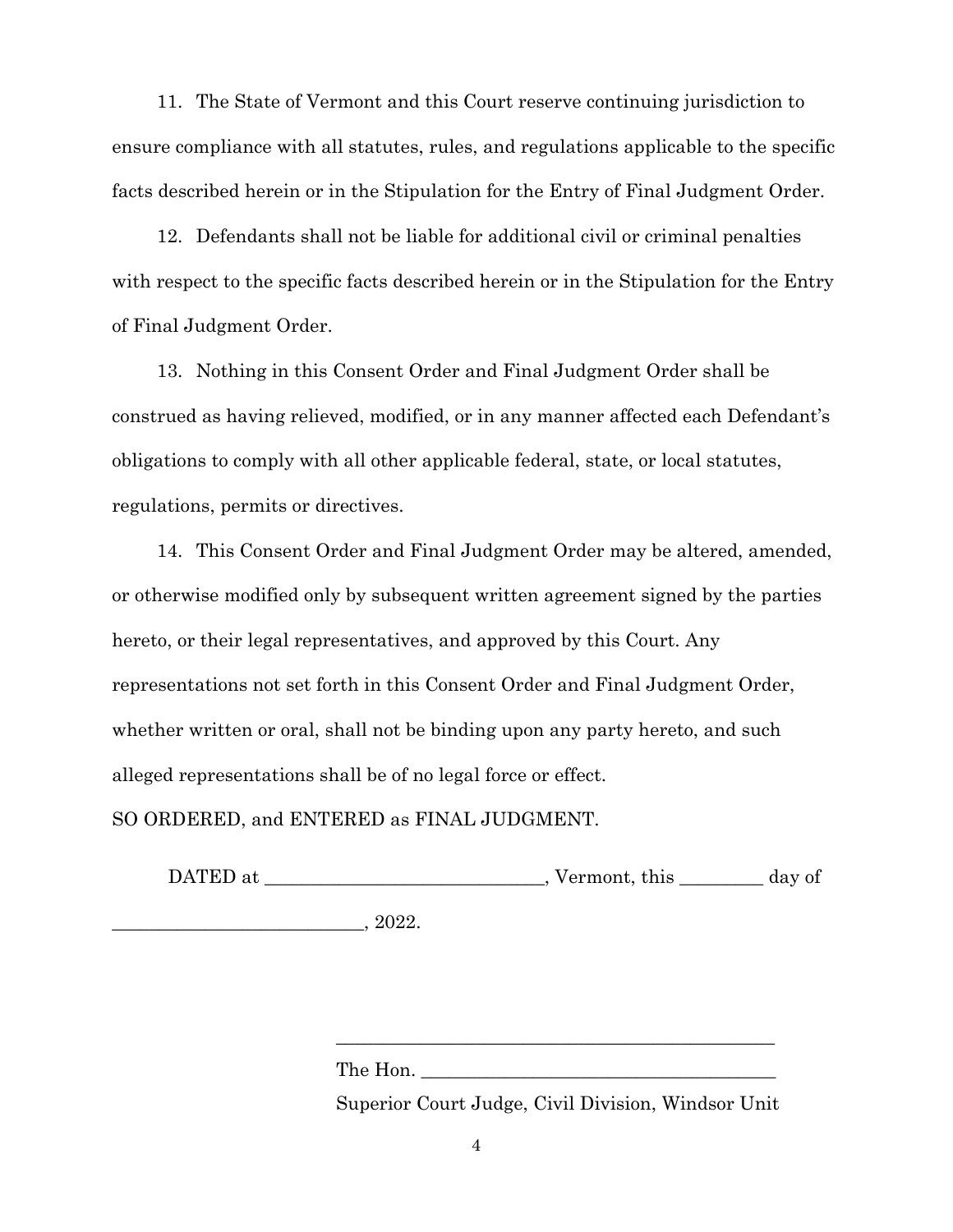11. The State of Vermont and this Court reserve continuing jurisdiction to ensure compliance with all statutes, rules, and regulations applicable to the specific facts described herein or in the Stipulation for the Entry of Final Judgment Order.

12. Defendants shall not be liable for additional civil or criminal penalties with respect to the specific facts described herein or in the Stipulation for the Entry of Final Judgment Order.

13. Nothing in this Consent Order and Final Judgment Order shall be construed as having relieved, modified, or in any manner affected each Defendant's obligations to comply with all other applicable federal, state, or local statutes, regulations, permits or directives.

14. This Consent Order and Final Judgment Order may be altered, amended, or otherwise modified only by subsequent written agreement signed by the parties hereto, or their legal representatives, and approved by this Court. Any representations not set forth in this Consent Order and Final Judgment Order, whether written or oral, shall not be binding upon any party hereto, and such alleged representations shall be of no legal force or effect.

SO ORDERED, and ENTERED as FINAL JUDGMENT.

DATED at ______________________________, Vermont, this _________ day of ___________________________, 2022.

_________________________________________________

The Hon. _______________________________________

Superior Court Judge, Civil Division, Windsor Unit